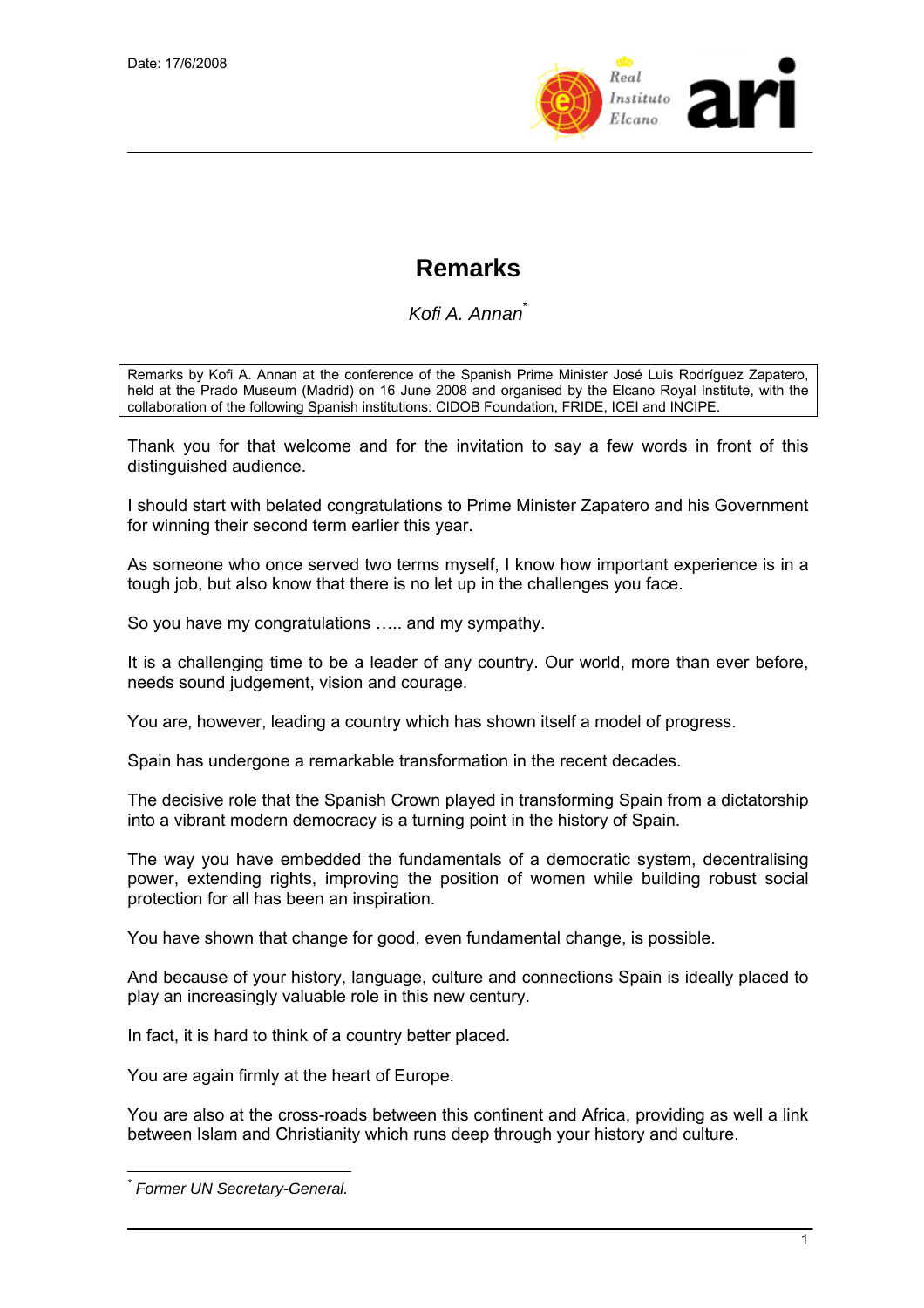Date: 17/6/2008

# Remarks

*Kofi A. Annan*[*]

Remarks by Kofi A. Annan at the conference of the Spanish Prime Minister José Luis Rodríguez Zapatero, held at the Prado Museum (Madrid) on 16 June 2008 and organised by the Elcano Royal Institute, with the collaboration of the following Spanish institutions: CIDOB Foundation, FRIDE, ICEI and INCIPE.

Thank you for that welcome and for the invitation to say a few words in front of this distinguished audience.

I should start with belated congratulations to Prime Minister Zapatero and his Government for winning their second term earlier this year.

As someone who once served two terms myself, I know how important experience is in a tough job, but also know that there is no let up in the challenges you face.

So you have my congratulations ….. and my sympathy.

It is a challenging time to be a leader of any country. Our world, more than ever before, needs sound judgement, vision and courage.

You are, however, leading a country which has shown itself a model of progress.

Spain has undergone a remarkable transformation in the recent decades.

The decisive role that the Spanish Crown played in transforming Spain from a dictatorship into a vibrant modern democracy is a turning point in the history of Spain.

The way you have embedded the fundamentals of a democratic system, decentralising power, extending rights, improving the position of women while building robust social protection for all has been an inspiration.

You have shown that change for good, even fundamental change, is possible.

And because of your history, language, culture and connections Spain is ideally placed to play an increasingly valuable role in this new century.

In fact, it is hard to think of a country better placed.

You are again firmly at the heart of Europe.

You are also at the cross-roads between this continent and Africa, providing as well a link between Islam and Christianity which runs deep through your history and culture.

[*] *Former UN Secretary-General.*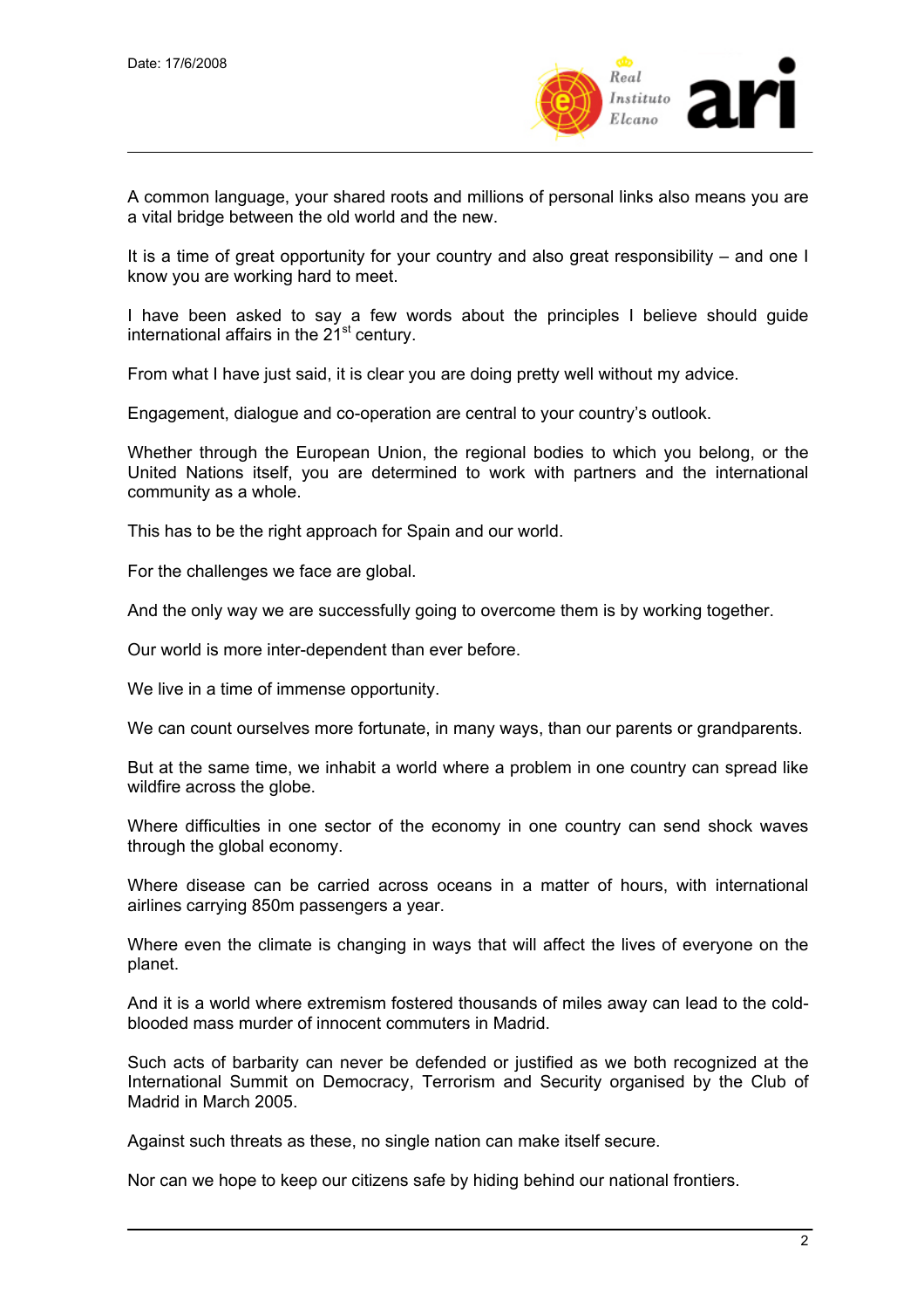A common language, your shared roots and millions of personal links also means you are a vital bridge between the old world and the new.

It is a time of great opportunity for your country and also great responsibility – and one I know you are working hard to meet.

I have been asked to say a few words about the principles I believe should guide international affairs in the 21st century.

From what I have just said, it is clear you are doing pretty well without my advice.

Engagement, dialogue and co-operation are central to your country's outlook.

Whether through the European Union, the regional bodies to which you belong, or the United Nations itself, you are determined to work with partners and the international community as a whole.

This has to be the right approach for Spain and our world.

For the challenges we face are global.

And the only way we are successfully going to overcome them is by working together.

Our world is more inter-dependent than ever before.

We live in a time of immense opportunity.

We can count ourselves more fortunate, in many ways, than our parents or grandparents.

But at the same time, we inhabit a world where a problem in one country can spread like wildfire across the globe.

Where difficulties in one sector of the economy in one country can send shock waves through the global economy.

Where disease can be carried across oceans in a matter of hours, with international airlines carrying 850m passengers a year.

Where even the climate is changing in ways that will affect the lives of everyone on the planet.

And it is a world where extremism fostered thousands of miles away can lead to the cold-blooded mass murder of innocent commuters in Madrid.

Such acts of barbarity can never be defended or justified as we both recognized at the International Summit on Democracy, Terrorism and Security organised by the Club of Madrid in March 2005.

Against such threats as these, no single nation can make itself secure.

Nor can we hope to keep our citizens safe by hiding behind our national frontiers.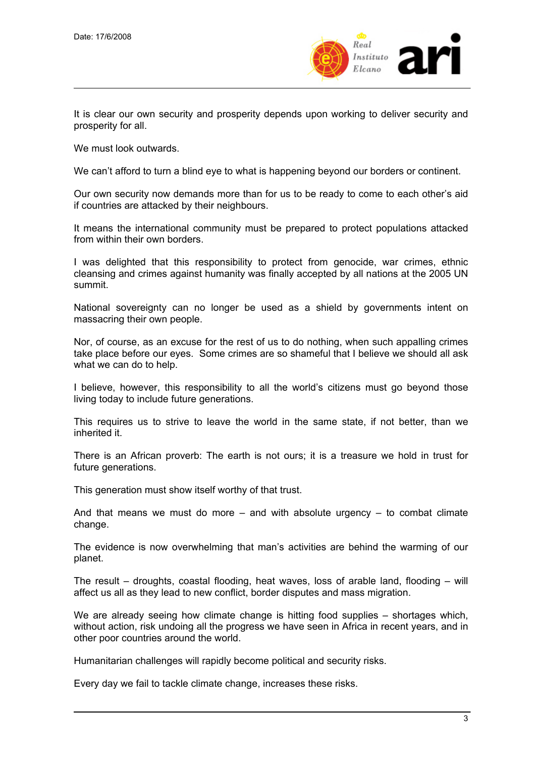It is clear our own security and prosperity depends upon working to deliver security and prosperity for all.

We must look outwards.

We can't afford to turn a blind eye to what is happening beyond our borders or continent.

Our own security now demands more than for us to be ready to come to each other's aid if countries are attacked by their neighbours.

It means the international community must be prepared to protect populations attacked from within their own borders.

I was delighted that this responsibility to protect from genocide, war crimes, ethnic cleansing and crimes against humanity was finally accepted by all nations at the 2005 UN summit.

National sovereignty can no longer be used as a shield by governments intent on massacring their own people.

Nor, of course, as an excuse for the rest of us to do nothing, when such appalling crimes take place before our eyes. Some crimes are so shameful that I believe we should all ask what we can do to help.

I believe, however, this responsibility to all the world's citizens must go beyond those living today to include future generations.

This requires us to strive to leave the world in the same state, if not better, than we inherited it.

There is an African proverb: The earth is not ours; it is a treasure we hold in trust for future generations.

This generation must show itself worthy of that trust.

And that means we must do more – and with absolute urgency – to combat climate change.

The evidence is now overwhelming that man's activities are behind the warming of our planet.

The result – droughts, coastal flooding, heat waves, loss of arable land, flooding – will affect us all as they lead to new conflict, border disputes and mass migration.

We are already seeing how climate change is hitting food supplies – shortages which, without action, risk undoing all the progress we have seen in Africa in recent years, and in other poor countries around the world.

Humanitarian challenges will rapidly become political and security risks.

Every day we fail to tackle climate change, increases these risks.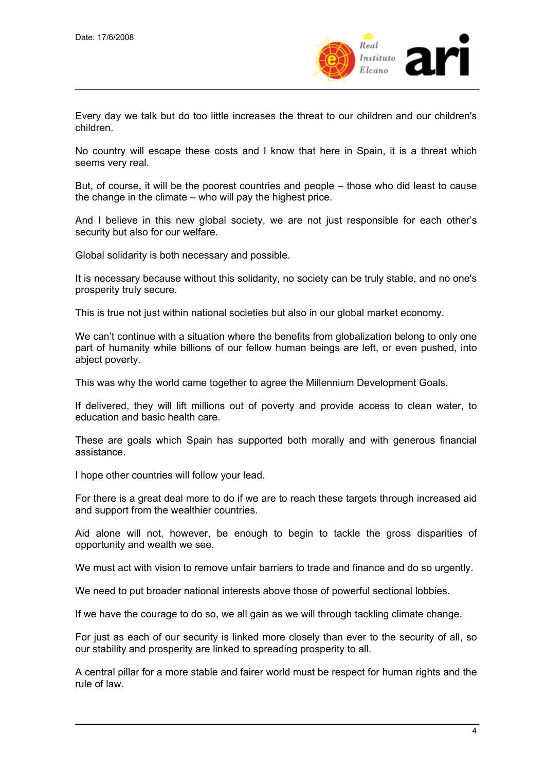Every day we talk but do too little increases the threat to our children and our children's children.

No country will escape these costs and I know that here in Spain, it is a threat which seems very real.

But, of course, it will be the poorest countries and people – those who did least to cause the change in the climate – who will pay the highest price.

And I believe in this new global society, we are not just responsible for each other's security but also for our welfare.

Global solidarity is both necessary and possible.

It is necessary because without this solidarity, no society can be truly stable, and no one's prosperity truly secure.

This is true not just within national societies but also in our global market economy.

We can't continue with a situation where the benefits from globalization belong to only one part of humanity while billions of our fellow human beings are left, or even pushed, into abject poverty.

This was why the world came together to agree the Millennium Development Goals.

If delivered, they will lift millions out of poverty and provide access to clean water, to education and basic health care.

These are goals which Spain has supported both morally and with generous financial assistance.

I hope other countries will follow your lead.

For there is a great deal more to do if we are to reach these targets through increased aid and support from the wealthier countries.

Aid alone will not, however, be enough to begin to tackle the gross disparities of opportunity and wealth we see.

We must act with vision to remove unfair barriers to trade and finance and do so urgently.

We need to put broader national interests above those of powerful sectional lobbies.

If we have the courage to do so, we all gain as we will through tackling climate change.

For just as each of our security is linked more closely than ever to the security of all, so our stability and prosperity are linked to spreading prosperity to all.

A central pillar for a more stable and fairer world must be respect for human rights and the rule of law.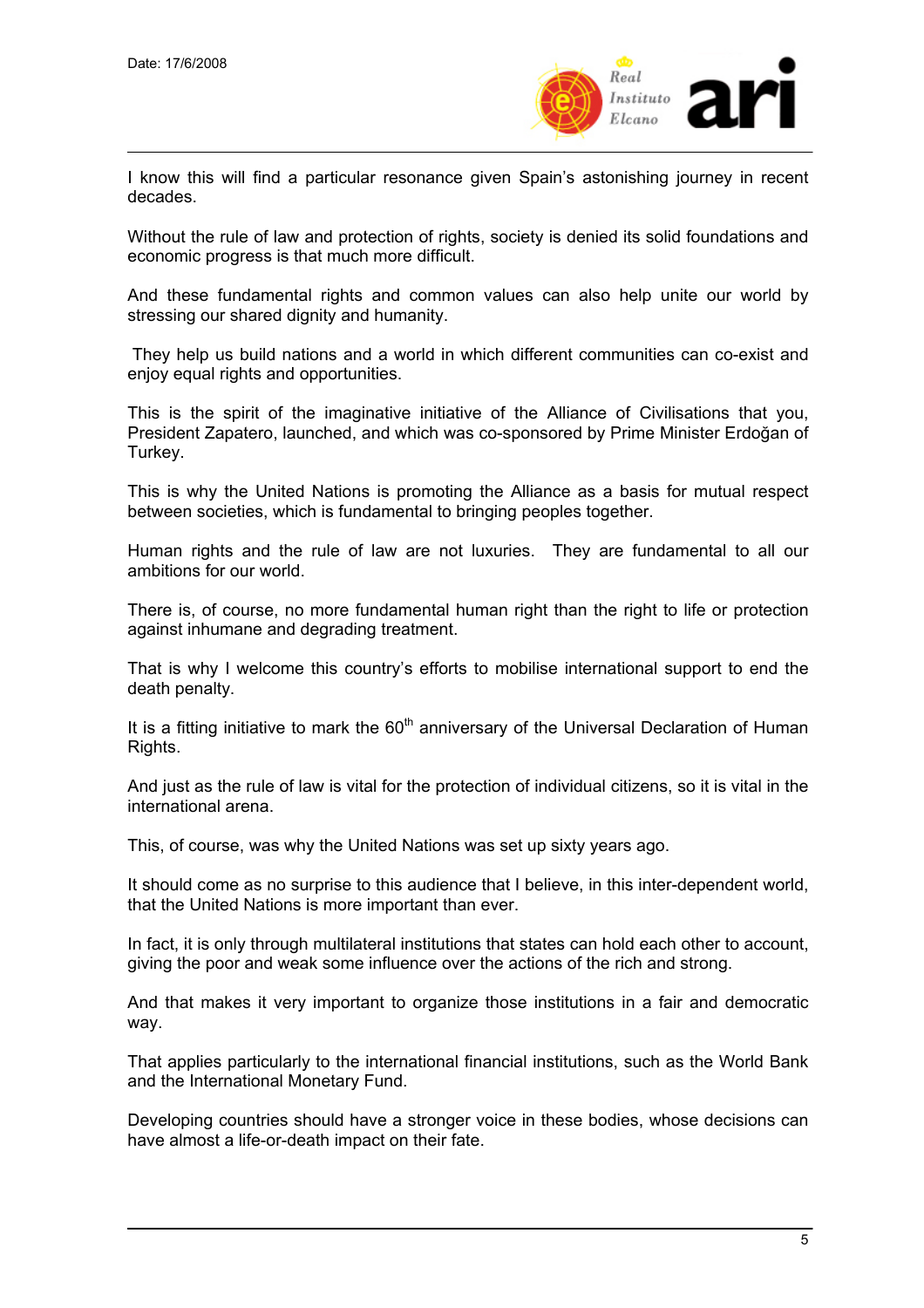I know this will find a particular resonance given Spain's astonishing journey in recent decades.

Without the rule of law and protection of rights, society is denied its solid foundations and economic progress is that much more difficult.

And these fundamental rights and common values can also help unite our world by stressing our shared dignity and humanity.

They help us build nations and a world in which different communities can co-exist and enjoy equal rights and opportunities.

This is the spirit of the imaginative initiative of the Alliance of Civilisations that you, President Zapatero, launched, and which was co-sponsored by Prime Minister Erdoğan of Turkey.

This is why the United Nations is promoting the Alliance as a basis for mutual respect between societies, which is fundamental to bringing peoples together.

Human rights and the rule of law are not luxuries. They are fundamental to all our ambitions for our world.

There is, of course, no more fundamental human right than the right to life or protection against inhumane and degrading treatment.

That is why I welcome this country's efforts to mobilise international support to end the death penalty.

It is a fitting initiative to mark the 60th anniversary of the Universal Declaration of Human Rights.

And just as the rule of law is vital for the protection of individual citizens, so it is vital in the international arena.

This, of course, was why the United Nations was set up sixty years ago.

It should come as no surprise to this audience that I believe, in this inter-dependent world, that the United Nations is more important than ever.

In fact, it is only through multilateral institutions that states can hold each other to account, giving the poor and weak some influence over the actions of the rich and strong.

And that makes it very important to organize those institutions in a fair and democratic way.

That applies particularly to the international financial institutions, such as the World Bank and the International Monetary Fund.

Developing countries should have a stronger voice in these bodies, whose decisions can have almost a life-or-death impact on their fate.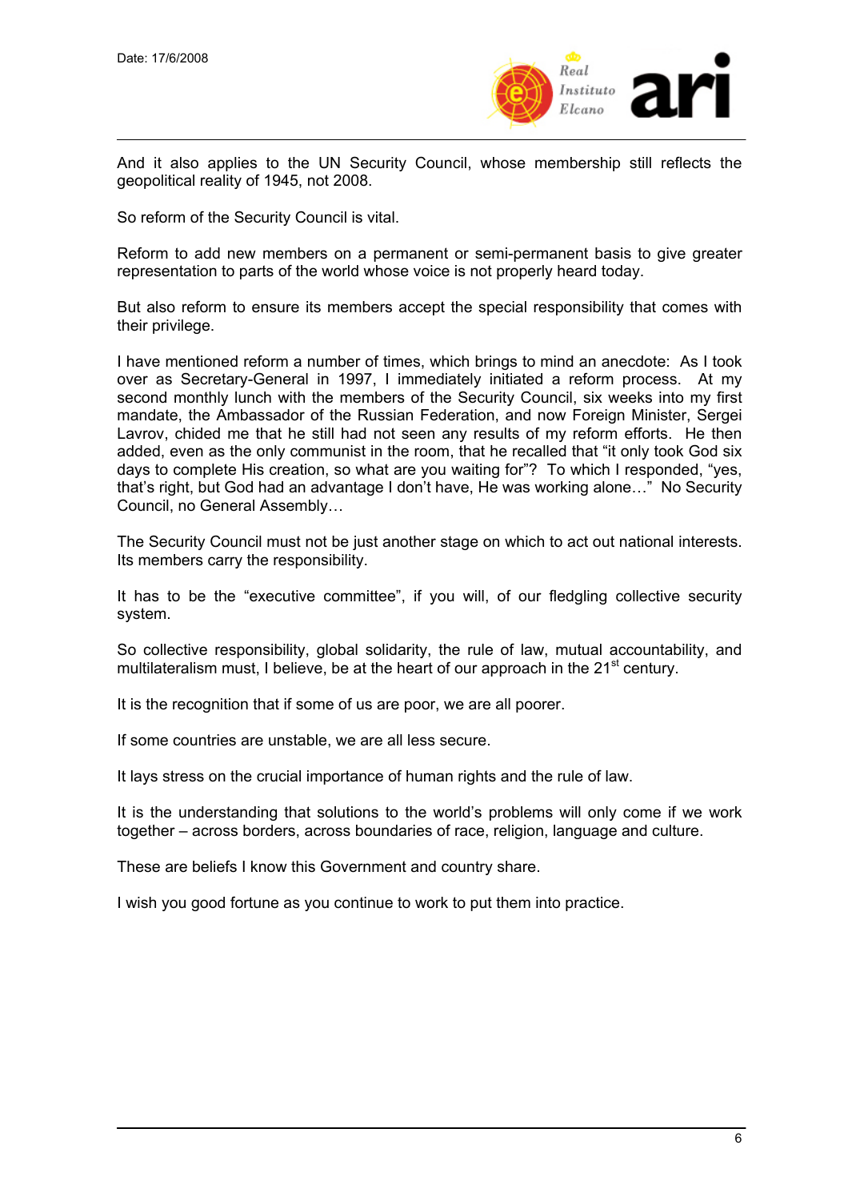And it also applies to the UN Security Council, whose membership still reflects the geopolitical reality of 1945, not 2008.

So reform of the Security Council is vital.

Reform to add new members on a permanent or semi-permanent basis to give greater representation to parts of the world whose voice is not properly heard today.

But also reform to ensure its members accept the special responsibility that comes with their privilege.

I have mentioned reform a number of times, which brings to mind an anecdote: As I took over as Secretary-General in 1997, I immediately initiated a reform process. At my second monthly lunch with the members of the Security Council, six weeks into my first mandate, the Ambassador of the Russian Federation, and now Foreign Minister, Sergei Lavrov, chided me that he still had not seen any results of my reform efforts. He then added, even as the only communist in the room, that he recalled that "it only took God six days to complete His creation, so what are you waiting for"? To which I responded, "yes, that's right, but God had an advantage I don't have, He was working alone…" No Security Council, no General Assembly…

The Security Council must not be just another stage on which to act out national interests. Its members carry the responsibility.

It has to be the "executive committee", if you will, of our fledgling collective security system.

So collective responsibility, global solidarity, the rule of law, mutual accountability, and multilateralism must, I believe, be at the heart of our approach in the 21st century.

It is the recognition that if some of us are poor, we are all poorer.

If some countries are unstable, we are all less secure.

It lays stress on the crucial importance of human rights and the rule of law.

It is the understanding that solutions to the world's problems will only come if we work together – across borders, across boundaries of race, religion, language and culture.

These are beliefs I know this Government and country share.

I wish you good fortune as you continue to work to put them into practice.